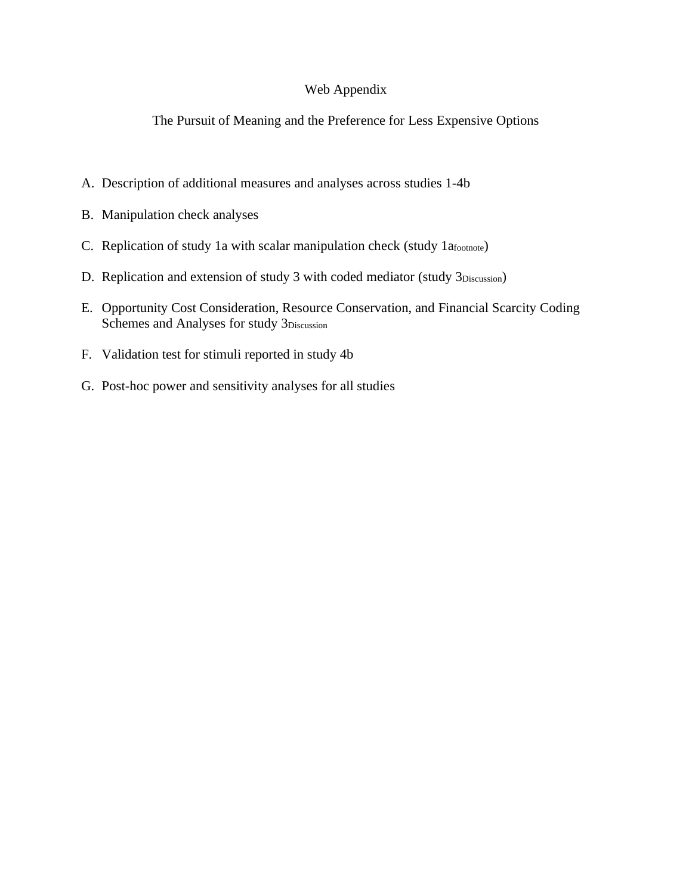# Web Appendix

## The Pursuit of Meaning and the Preference for Less Expensive Options

A. Description of additional measures and analyses across studies 1-4b

B. Manipulation check analyses

C. Replication of study 1a with scalar manipulation check (study $1a_{footnote}$)

D. Replication and extension of study 3 with coded mediator (study $3_{Discussion}$)

E. Opportunity Cost Consideration, Resource Conservation, and Financial Scarcity Coding Schemes and Analyses for study $3_{Discussion}$

F. Validation test for stimuli reported in study 4b

G. Post-hoc power and sensitivity analyses for all studies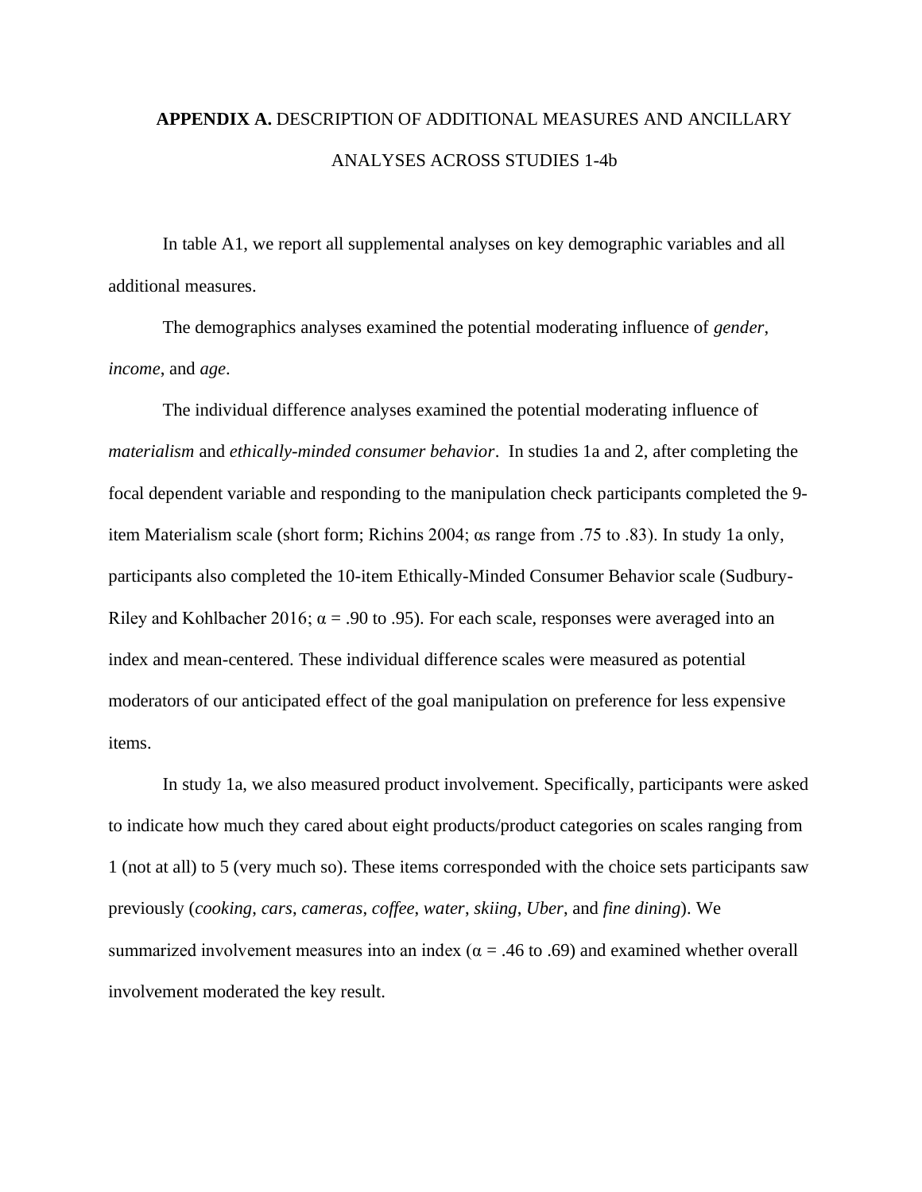## **APPENDIX A.** DESCRIPTION OF ADDITIONAL MEASURES AND ANCILLARY ANALYSES ACROSS STUDIES 1-4b

In table A1, we report all supplemental analyses on key demographic variables and all additional measures.

The demographics analyses examined the potential moderating influence of *gender*, *income*, and *age*.

The individual difference analyses examined the potential moderating influence of *materialism* and *ethically-minded consumer behavior*. In studies 1a and 2, after completing the focal dependent variable and responding to the manipulation check participants completed the 9-item Materialism scale (short form; Richins 2004; αs range from .75 to .83). In study 1a only, participants also completed the 10-item Ethically-Minded Consumer Behavior scale (Sudbury-Riley and Kohlbacher 2016; α = .90 to .95). For each scale, responses were averaged into an index and mean-centered. These individual difference scales were measured as potential moderators of our anticipated effect of the goal manipulation on preference for less expensive items.

In study 1a, we also measured product involvement. Specifically, participants were asked to indicate how much they cared about eight products/product categories on scales ranging from 1 (not at all) to 5 (very much so). These items corresponded with the choice sets participants saw previously (*cooking*, *cars*, *cameras*, *coffee*, *water*, *skiing*, *Uber*, and *fine dining*). We summarized involvement measures into an index (α = .46 to .69) and examined whether overall involvement moderated the key result.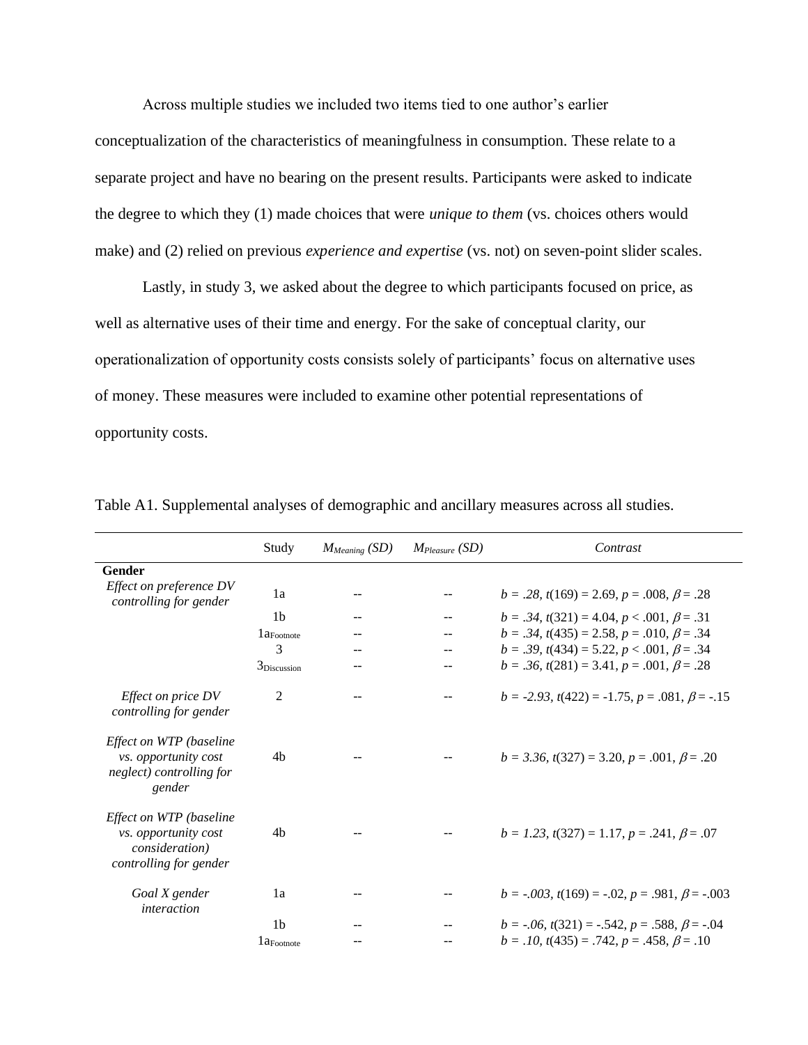Across multiple studies we included two items tied to one author's earlier conceptualization of the characteristics of meaningfulness in consumption. These relate to a separate project and have no bearing on the present results. Participants were asked to indicate the degree to which they (1) made choices that were *unique to them* (vs. choices others would make) and (2) relied on previous *experience and expertise* (vs. not) on seven-point slider scales.

Lastly, in study 3, we asked about the degree to which participants focused on price, as well as alternative uses of their time and energy. For the sake of conceptual clarity, our operationalization of opportunity costs consists solely of participants' focus on alternative uses of money. These measures were included to examine other potential representations of opportunity costs.

Table A1. Supplemental analyses of demographic and ancillary measures across all studies.

| | Study | $M_{Meaning}$ *(SD)* | $M_{Pleasure}$ *(SD)* | *Contrast* |
|---|---|---|---|---|
| **Gender** | | | | |
| *Effect on preference DV controlling for gender* | 1a | -- | -- | $b = .28$, $t(169) = 2.69$, $p = .008$, $\beta = .28$ |
| | 1b | -- | -- | $b = .34$, $t(321) = 4.04$, $p < .001$, $\beta = .31$ |
| | $1a_{Footnote}$ | -- | -- | $b = .34$, $t(435) = 2.58$, $p = .010$, $\beta = .34$ |
| | 3 | -- | -- | $b = .39$, $t(434) = 5.22$, $p < .001$, $\beta = .34$ |
| | $3_{Discussion}$ | -- | -- | $b = .36$, $t(281) = 3.41$, $p = .001$, $\beta = .28$ |
| *Effect on price DV controlling for gender* | 2 | -- | -- | $b = -2.93$, $t(422) = -1.75$, $p = .081$, $\beta = -.15$ |
| *Effect on WTP (baseline vs. opportunity cost neglect) controlling for gender* | 4b | -- | -- | $b = 3.36$, $t(327) = 3.20$, $p = .001$, $\beta = .20$ |
| *Effect on WTP (baseline vs. opportunity cost consideration) controlling for gender* | 4b | -- | -- | $b = 1.23$, $t(327) = 1.17$, $p = .241$, $\beta = .07$ |
| *Goal X gender interaction* | 1a | -- | -- | $b = -.003$, $t(169) = -.02$, $p = .981$, $\beta = -.003$ |
| | 1b | -- | -- | $b = -.06$, $t(321) = -.542$, $p = .588$, $\beta = -.04$ |
| | $1a_{Footnote}$ | -- | -- | $b = .10$, $t(435) = .742$, $p = .458$, $\beta = .10$ |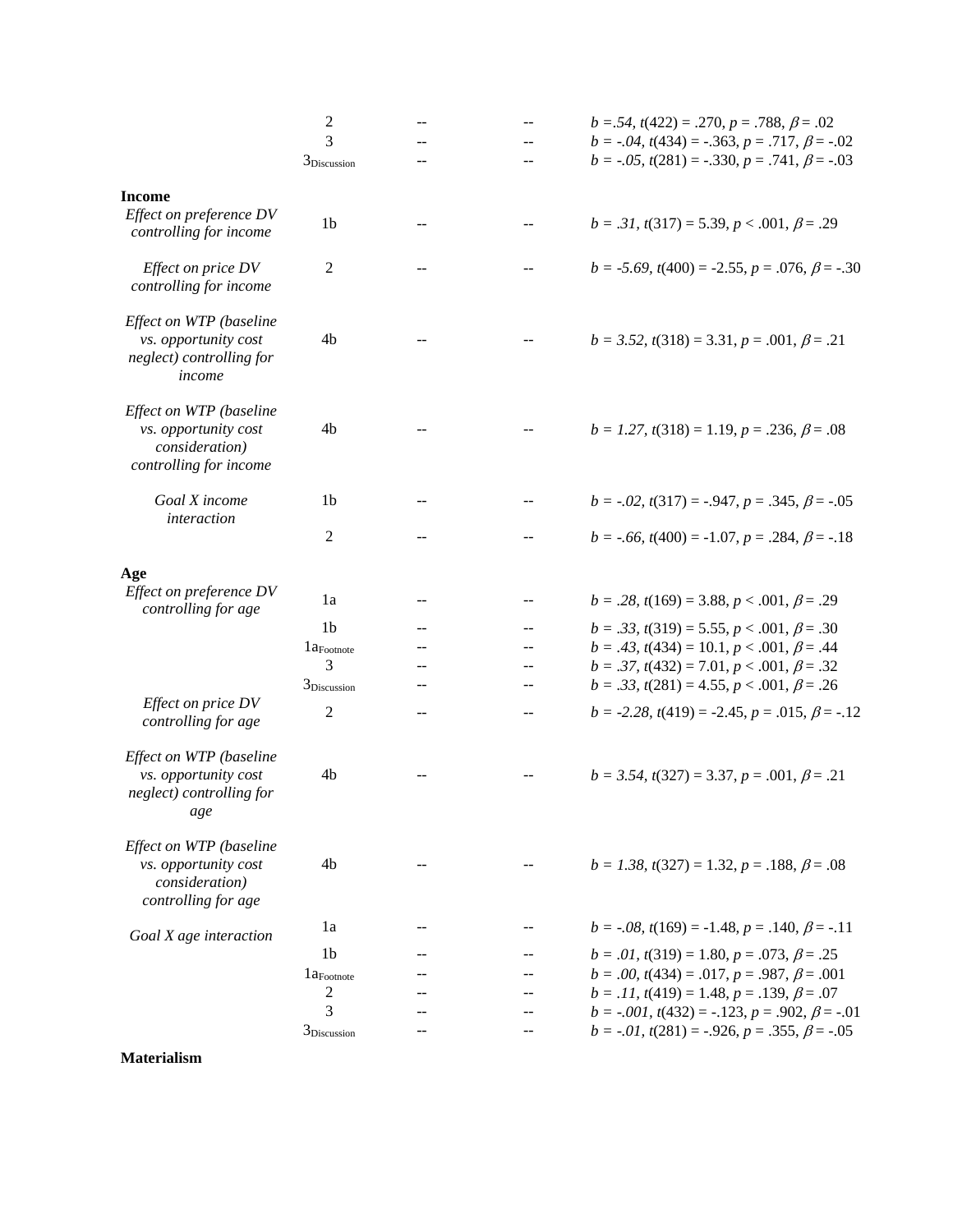| | | | | |
|---|---|---|---|---|
| | 2 | -- | -- | *b* =*.54*, *t*(422) = .270, *p* = .788, *β* = .02 |
| | 3 | -- | -- | *b* = *-.04*, *t*(434) = -.363, *p* = .717, *β* = -.02 |
| | $3_{\text{Discussion}}$ | -- | -- | *b* = *-.05*, *t*(281) = -.330, *p* = .741, *β* = -.03 |
| **Income** | | | | |
| *Effect on preference DV controlling for income* | 1b | -- | -- | *b* = *.31*, *t*(317) = 5.39, *p* < .001, *β* = .29 |
| *Effect on price DV controlling for income* | 2 | -- | -- | *b* = *-5.69*, *t*(400) = -2.55, *p* = .076, *β* = -.30 |
| *Effect on WTP (baseline vs. opportunity cost neglect) controlling for income* | 4b | -- | -- | *b* = *3.52*, *t*(318) = 3.31, *p* = .001, *β* = .21 |
| *Effect on WTP (baseline vs. opportunity cost consideration) controlling for income* | 4b | -- | -- | *b* = *1.27*, *t*(318) = 1.19, *p* = .236, *β* = .08 |
| *Goal X income interaction* | 1b | -- | -- | *b* = *-.02*, *t*(317) = -.947, *p* = .345, *β* = -.05 |
| | 2 | -- | -- | *b* = *-.66*, *t*(400) = -1.07, *p* = .284, *β* = -.18 |
| **Age** | | | | |
| *Effect on preference DV controlling for age* | 1a | -- | -- | *b* = *.28*, *t*(169) = 3.88, *p* < .001, *β* = .29 |
| | 1b | -- | -- | *b* = *.33*, *t*(319) = 5.55, *p* < .001, *β* = .30 |
| | $1a_{\text{Footnote}}$ | -- | -- | *b* = *.43*, *t*(434) = 10.1, *p* < .001, *β* = .44 |
| | 3 | -- | -- | *b* = *.37*, *t*(432) = 7.01, *p* < .001, *β* = .32 |
| | $3_{\text{Discussion}}$ | -- | -- | *b* = *.33*, *t*(281) = 4.55, *p* < .001, *β* = .26 |
| *Effect on price DV controlling for age* | 2 | -- | -- | *b* = *-2.28*, *t*(419) = -2.45, *p* = .015, *β* = -.12 |
| *Effect on WTP (baseline vs. opportunity cost neglect) controlling for age* | 4b | -- | -- | *b* = *3.54*, *t*(327) = 3.37, *p* = .001, *β* = .21 |
| *Effect on WTP (baseline vs. opportunity cost consideration) controlling for age* | 4b | -- | -- | *b* = *1.38*, *t*(327) = 1.32, *p* = .188, *β* = .08 |
| *Goal X age interaction* | 1a | -- | -- | *b* = *-.08*, *t*(169) = -1.48, *p* = .140, *β* = -.11 |
| | 1b | -- | -- | *b* = *.01*, *t*(319) = 1.80, *p* = .073, *β* = .25 |
| | $1a_{\text{Footnote}}$ | -- | -- | *b* = *.00*, *t*(434) = .017, *p* = .987, *β* = .001 |
| | 2 | -- | -- | *b* = *.11*, *t*(419) = 1.48, *p* = .139, *β* = .07 |
| | 3 | -- | -- | *b* = *-.001*, *t*(432) = -.123, *p* = .902, *β* = -.01 |
| | $3_{\text{Discussion}}$ | -- | -- | *b* = *-.01*, *t*(281) = -.926, *p* = .355, *β* = -.05 |
| **Materialism** | | | | |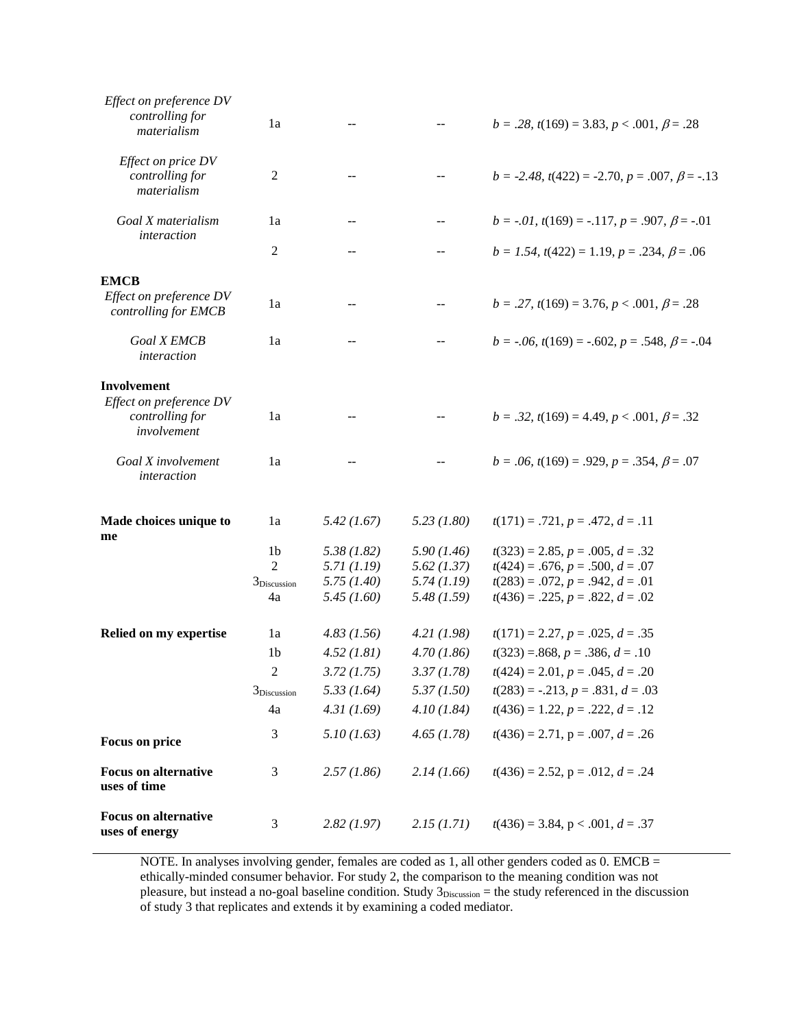| | | | | |
|---|---|---|---|---|
| *Effect on preference DV controlling for materialism* | 1a | -- | -- | $b = .28$, $t(169) = 3.83$, $p < .001$, $\beta = .28$ |
| *Effect on price DV controlling for materialism* | 2 | -- | -- | $b = -2.48$, $t(422) = -2.70$, $p = .007$, $\beta = -.13$ |
| *Goal X materialism interaction* | 1a | -- | -- | $b = -.01$, $t(169) = -.117$, $p = .907$, $\beta = -.01$ |
| | 2 | -- | -- | $b = 1.54$, $t(422) = 1.19$, $p = .234$, $\beta = .06$ |
| **EMCB** | | | | |
| *Effect on preference DV controlling for EMCB* | 1a | -- | -- | $b = .27$, $t(169) = 3.76$, $p < .001$, $\beta = .28$ |
| *Goal X EMCB interaction* | 1a | -- | -- | $b = -.06$, $t(169) = -.602$, $p = .548$, $\beta = -.04$ |
| **Involvement** | | | | |
| *Effect on preference DV controlling for involvement* | 1a | -- | -- | $b = .32$, $t(169) = 4.49$, $p < .001$, $\beta = .32$ |
| *Goal X involvement interaction* | 1a | -- | -- | $b = .06$, $t(169) = .929$, $p = .354$, $\beta = .07$ |
| **Made choices unique to me** | 1a | *5.42 (1.67)* | *5.23 (1.80)* | $t(171) = .721$, $p = .472$, $d = .11$ |
| | 1b | *5.38 (1.82)* | *5.90 (1.46)* | $t(323) = 2.85$, $p = .005$, $d = .32$ |
| | 2 | *5.71 (1.19)* | *5.62 (1.37)* | $t(424) = .676$, $p = .500$, $d = .07$ |
| | $3_{Discussion}$ | *5.75 (1.40)* | *5.74 (1.19)* | $t(283) = .072$, $p = .942$, $d = .01$ |
| | 4a | *5.45 (1.60)* | *5.48 (1.59)* | $t(436) = .225$, $p = .822$, $d = .02$ |
| **Relied on my expertise** | 1a | *4.83 (1.56)* | *4.21 (1.98)* | $t(171) = 2.27$, $p = .025$, $d = .35$ |
| | 1b | *4.52 (1.81)* | *4.70 (1.86)* | $t(323) = .868$, $p = .386$, $d = .10$ |
| | 2 | *3.72 (1.75)* | *3.37 (1.78)* | $t(424) = 2.01$, $p = .045$, $d = .20$ |
| | $3_{Discussion}$ | *5.33 (1.64)* | *5.37 (1.50)* | $t(283) = -.213$, $p = .831$, $d = .03$ |
| | 4a | *4.31 (1.69)* | *4.10 (1.84)* | $t(436) = 1.22$, $p = .222$, $d = .12$ |
| **Focus on price** | 3 | *5.10 (1.63)* | *4.65 (1.78)* | $t(436) = 2.71$, p = .007, $d = .26$ |
| **Focus on alternative uses of time** | 3 | *2.57 (1.86)* | *2.14 (1.66)* | $t(436) = 2.52$, p = .012, $d = .24$ |
| **Focus on alternative uses of energy** | 3 | *2.82 (1.97)* | *2.15 (1.71)* | $t(436) = 3.84$, p < .001, $d = .37$ |

NOTE. In analyses involving gender, females are coded as 1, all other genders coded as 0. EMCB = ethically-minded consumer behavior. For study 2, the comparison to the meaning condition was not pleasure, but instead a no-goal baseline condition. Study $3_{Discussion}$ = the study referenced in the discussion of study 3 that replicates and extends it by examining a coded mediator.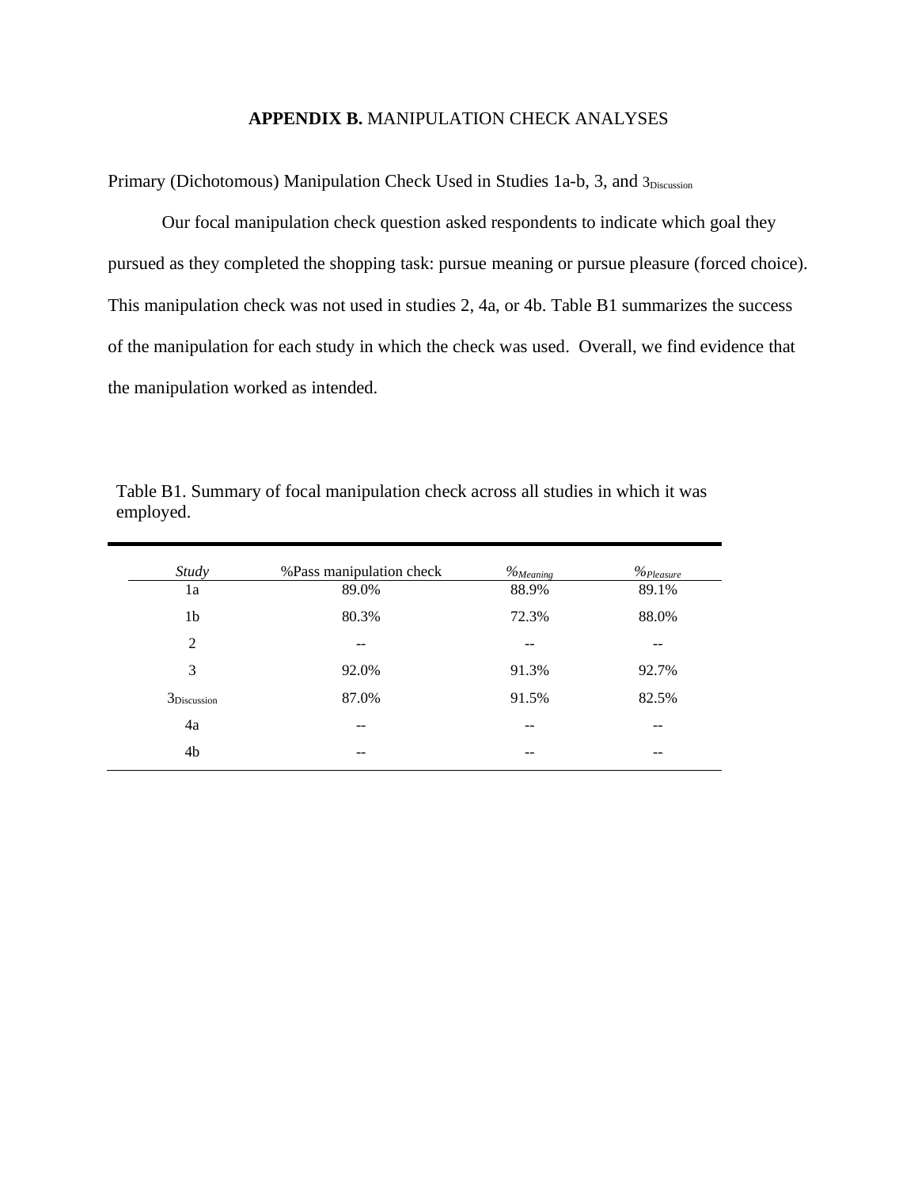## **APPENDIX B.** MANIPULATION CHECK ANALYSES

Primary (Dichotomous) Manipulation Check Used in Studies 1a-b, 3, and $3_{Discussion}$

Our focal manipulation check question asked respondents to indicate which goal they pursued as they completed the shopping task: pursue meaning or pursue pleasure (forced choice). This manipulation check was not used in studies 2, 4a, or 4b. Table B1 summarizes the success of the manipulation for each study in which the check was used. Overall, we find evidence that the manipulation worked as intended.

Table B1. Summary of focal manipulation check across all studies in which it was employed.

| *Study* | %Pass manipulation check | $\%_{Meaning}$ | $\%_{Pleasure}$ |
|---|---|---|---|
| 1a | 89.0% | 88.9% | 89.1% |
| 1b | 80.3% | 72.3% | 88.0% |
| 2 | -- | -- | -- |
| 3 | 92.0% | 91.3% | 92.7% |
| $3_{Discussion}$ | 87.0% | 91.5% | 82.5% |
| 4a | -- | -- | -- |
| 4b | -- | -- | -- |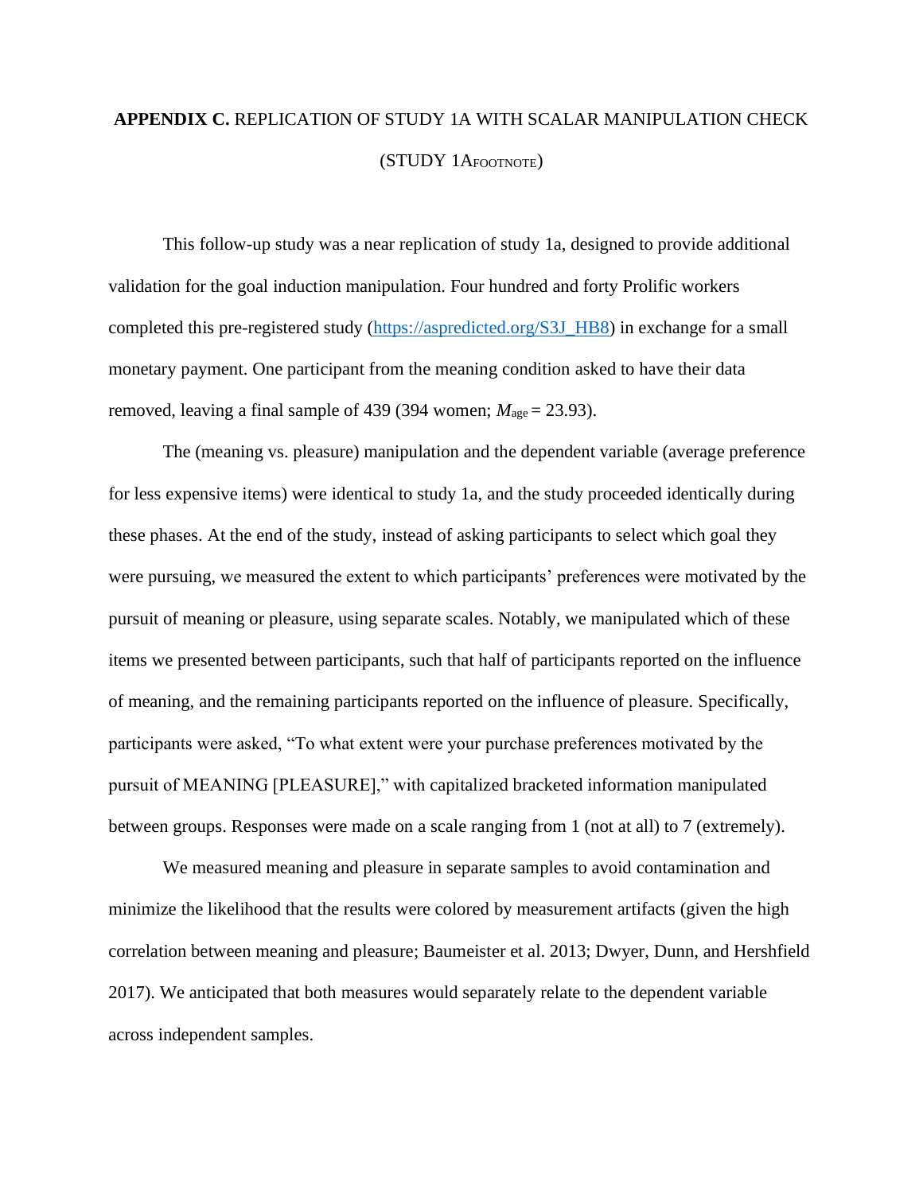# **APPENDIX C.** REPLICATION OF STUDY 1A WITH SCALAR MANIPULATION CHECK (STUDY 1A$_{\text{FOOTNOTE}}$)

This follow-up study was a near replication of study 1a, designed to provide additional validation for the goal induction manipulation. Four hundred and forty Prolific workers completed this pre-registered study (https://aspredicted.org/S3J_HB8) in exchange for a small monetary payment. One participant from the meaning condition asked to have their data removed, leaving a final sample of 439 (394 women; $M_{\text{age}} = 23.93$).

The (meaning vs. pleasure) manipulation and the dependent variable (average preference for less expensive items) were identical to study 1a, and the study proceeded identically during these phases. At the end of the study, instead of asking participants to select which goal they were pursuing, we measured the extent to which participants' preferences were motivated by the pursuit of meaning or pleasure, using separate scales. Notably, we manipulated which of these items we presented between participants, such that half of participants reported on the influence of meaning, and the remaining participants reported on the influence of pleasure. Specifically, participants were asked, "To what extent were your purchase preferences motivated by the pursuit of MEANING [PLEASURE]," with capitalized bracketed information manipulated between groups. Responses were made on a scale ranging from 1 (not at all) to 7 (extremely).

We measured meaning and pleasure in separate samples to avoid contamination and minimize the likelihood that the results were colored by measurement artifacts (given the high correlation between meaning and pleasure; Baumeister et al. 2013; Dwyer, Dunn, and Hershfield 2017). We anticipated that both measures would separately relate to the dependent variable across independent samples.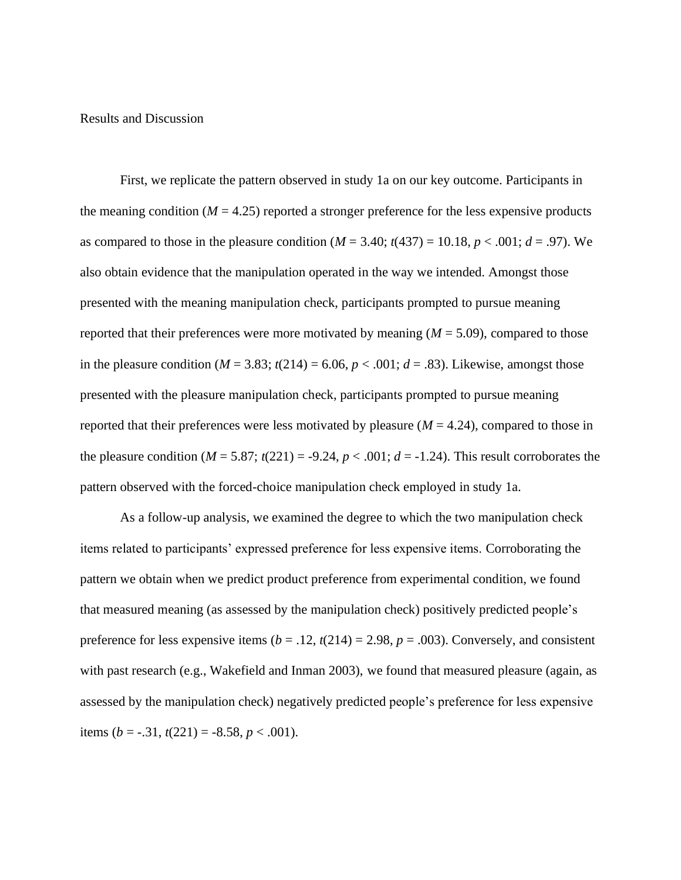Results and Discussion

First, we replicate the pattern observed in study 1a on our key outcome. Participants in the meaning condition ($M = 4.25$) reported a stronger preference for the less expensive products as compared to those in the pleasure condition ($M = 3.40$; $t(437) = 10.18$, $p < .001$; $d = .97$). We also obtain evidence that the manipulation operated in the way we intended. Amongst those presented with the meaning manipulation check, participants prompted to pursue meaning reported that their preferences were more motivated by meaning ($M = 5.09$), compared to those in the pleasure condition ($M = 3.83$; $t(214) = 6.06$, $p < .001$; $d = .83$). Likewise, amongst those presented with the pleasure manipulation check, participants prompted to pursue meaning reported that their preferences were less motivated by pleasure ($M = 4.24$), compared to those in the pleasure condition ($M = 5.87$; $t(221) = -9.24$, $p < .001$; $d = -1.24$). This result corroborates the pattern observed with the forced-choice manipulation check employed in study 1a.

As a follow-up analysis, we examined the degree to which the two manipulation check items related to participants' expressed preference for less expensive items. Corroborating the pattern we obtain when we predict product preference from experimental condition, we found that measured meaning (as assessed by the manipulation check) positively predicted people's preference for less expensive items ($b = .12$, $t(214) = 2.98$, $p = .003$). Conversely, and consistent with past research (e.g., Wakefield and Inman 2003), we found that measured pleasure (again, as assessed by the manipulation check) negatively predicted people's preference for less expensive items ($b = -.31$, $t(221) = -8.58$, $p < .001$).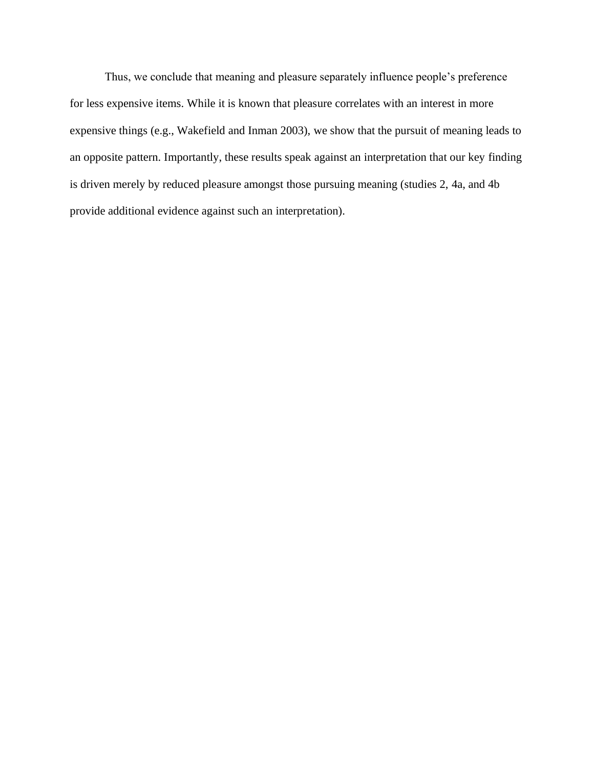Thus, we conclude that meaning and pleasure separately influence people's preference for less expensive items. While it is known that pleasure correlates with an interest in more expensive things (e.g., Wakefield and Inman 2003), we show that the pursuit of meaning leads to an opposite pattern. Importantly, these results speak against an interpretation that our key finding is driven merely by reduced pleasure amongst those pursuing meaning (studies 2, 4a, and 4b provide additional evidence against such an interpretation).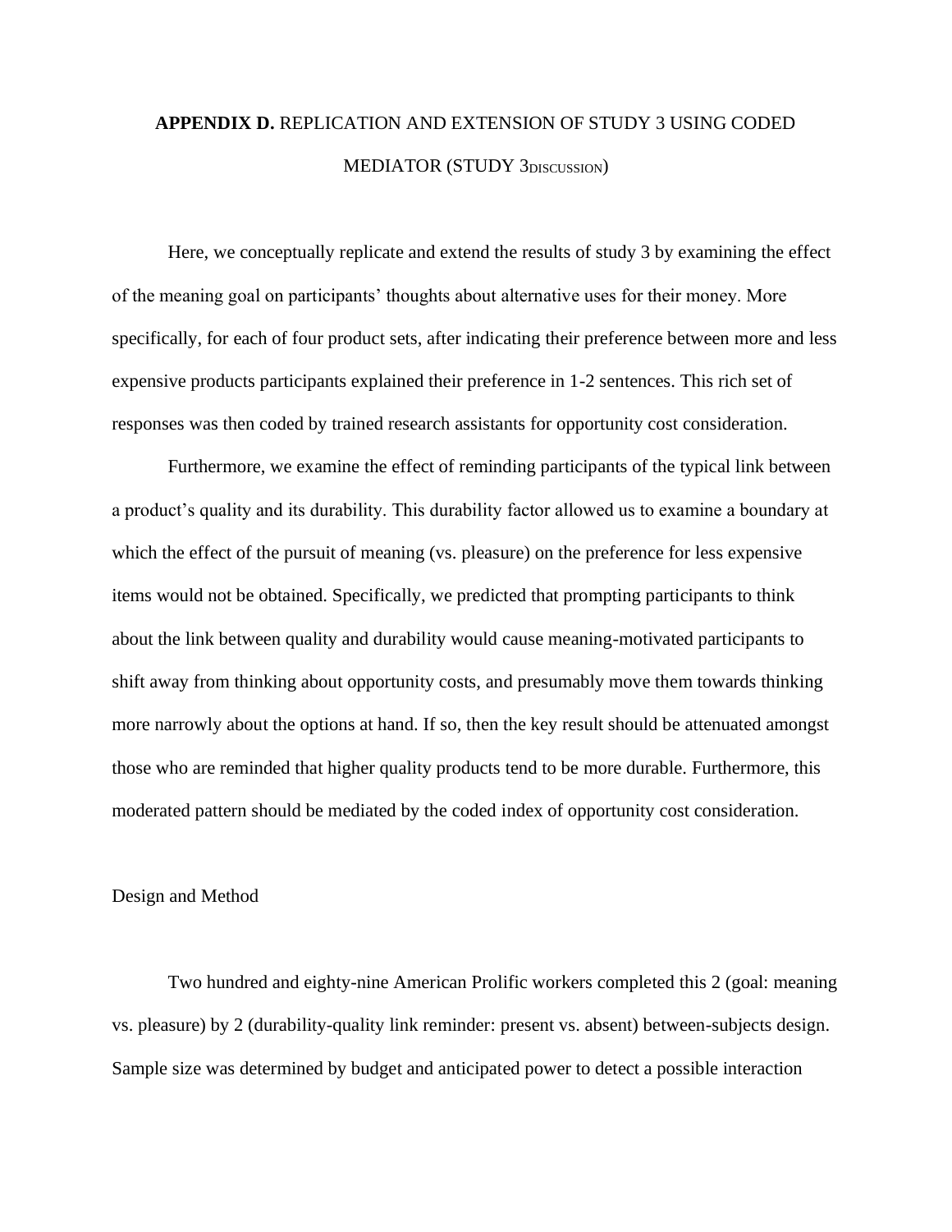# APPENDIX D. REPLICATION AND EXTENSION OF STUDY 3 USING CODED MEDIATOR (STUDY 3$_{\text{DISCUSSION}}$)

Here, we conceptually replicate and extend the results of study 3 by examining the effect of the meaning goal on participants' thoughts about alternative uses for their money. More specifically, for each of four product sets, after indicating their preference between more and less expensive products participants explained their preference in 1-2 sentences. This rich set of responses was then coded by trained research assistants for opportunity cost consideration.

Furthermore, we examine the effect of reminding participants of the typical link between a product's quality and its durability. This durability factor allowed us to examine a boundary at which the effect of the pursuit of meaning (vs. pleasure) on the preference for less expensive items would not be obtained. Specifically, we predicted that prompting participants to think about the link between quality and durability would cause meaning-motivated participants to shift away from thinking about opportunity costs, and presumably move them towards thinking more narrowly about the options at hand. If so, then the key result should be attenuated amongst those who are reminded that higher quality products tend to be more durable. Furthermore, this moderated pattern should be mediated by the coded index of opportunity cost consideration.

## Design and Method

Two hundred and eighty-nine American Prolific workers completed this 2 (goal: meaning vs. pleasure) by 2 (durability-quality link reminder: present vs. absent) between-subjects design. Sample size was determined by budget and anticipated power to detect a possible interaction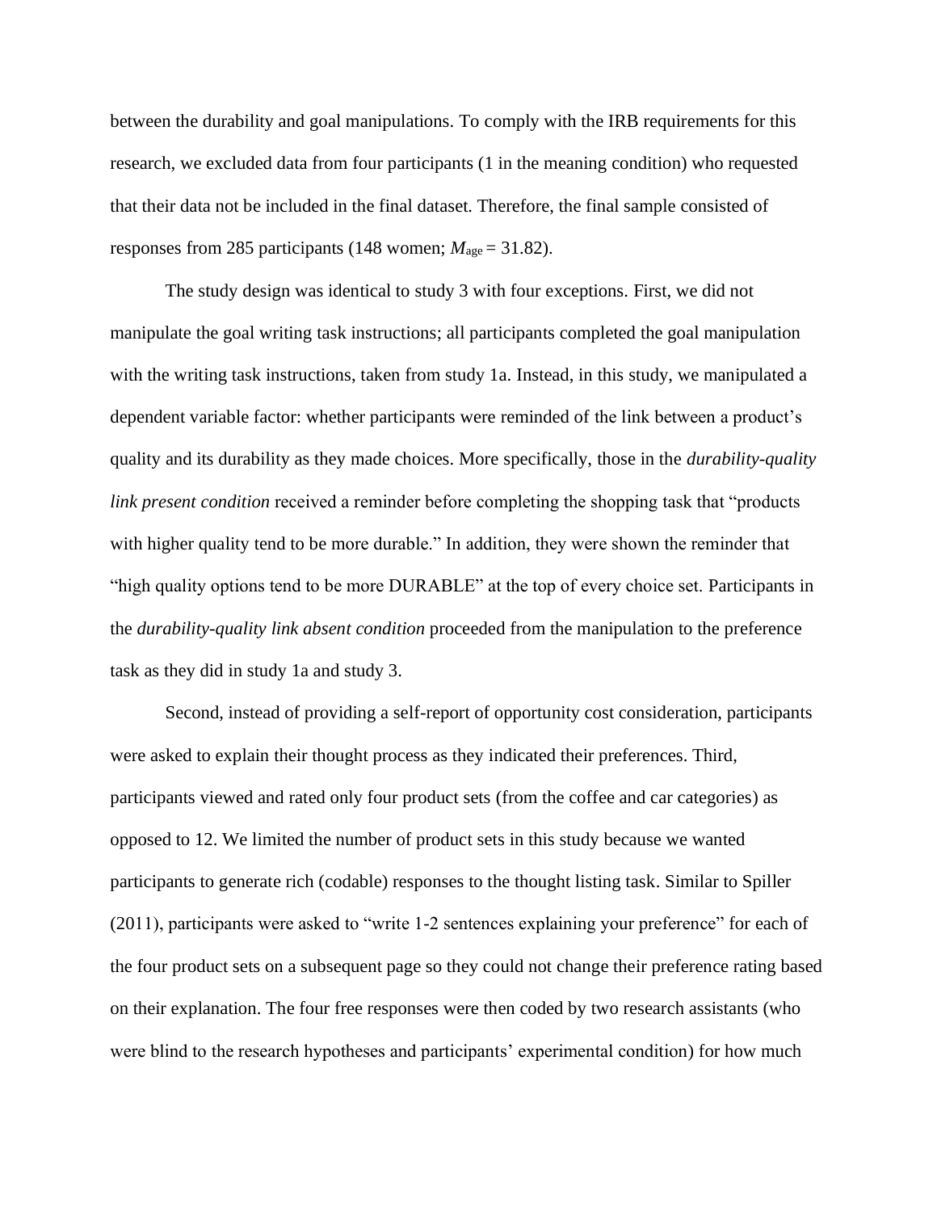between the durability and goal manipulations. To comply with the IRB requirements for this research, we excluded data from four participants (1 in the meaning condition) who requested that their data not be included in the final dataset. Therefore, the final sample consisted of responses from 285 participants (148 women; $M_{age} = 31.82$).

The study design was identical to study 3 with four exceptions. First, we did not manipulate the goal writing task instructions; all participants completed the goal manipulation with the writing task instructions, taken from study 1a. Instead, in this study, we manipulated a dependent variable factor: whether participants were reminded of the link between a product's quality and its durability as they made choices. More specifically, those in the *durability-quality link present condition* received a reminder before completing the shopping task that "products with higher quality tend to be more durable." In addition, they were shown the reminder that "high quality options tend to be more DURABLE" at the top of every choice set. Participants in the *durability-quality link absent condition* proceeded from the manipulation to the preference task as they did in study 1a and study 3.

Second, instead of providing a self-report of opportunity cost consideration, participants were asked to explain their thought process as they indicated their preferences. Third, participants viewed and rated only four product sets (from the coffee and car categories) as opposed to 12. We limited the number of product sets in this study because we wanted participants to generate rich (codable) responses to the thought listing task. Similar to Spiller (2011), participants were asked to "write 1-2 sentences explaining your preference" for each of the four product sets on a subsequent page so they could not change their preference rating based on their explanation. The four free responses were then coded by two research assistants (who were blind to the research hypotheses and participants' experimental condition) for how much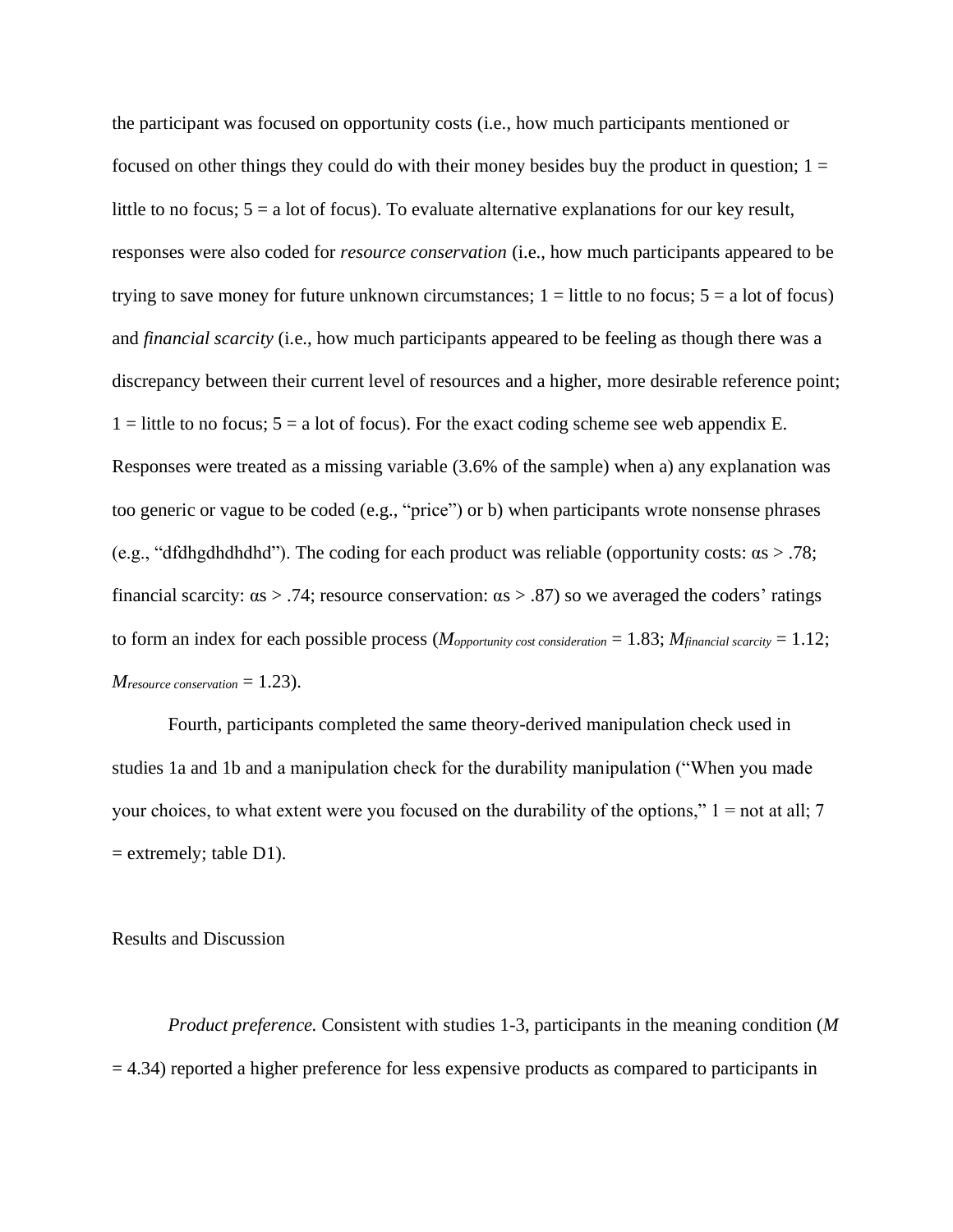the participant was focused on opportunity costs (i.e., how much participants mentioned or focused on other things they could do with their money besides buy the product in question; 1 = little to no focus; 5 = a lot of focus). To evaluate alternative explanations for our key result, responses were also coded for *resource conservation* (i.e., how much participants appeared to be trying to save money for future unknown circumstances; 1 = little to no focus; 5 = a lot of focus) and *financial scarcity* (i.e., how much participants appeared to be feeling as though there was a discrepancy between their current level of resources and a higher, more desirable reference point; 1 = little to no focus; 5 = a lot of focus). For the exact coding scheme see web appendix E. Responses were treated as a missing variable (3.6% of the sample) when a) any explanation was too generic or vague to be coded (e.g., "price") or b) when participants wrote nonsense phrases (e.g., "dfdhgdhdhdhd"). The coding for each product was reliable (opportunity costs: αs > .78; financial scarcity: αs > .74; resource conservation: αs > .87) so we averaged the coders' ratings to form an index for each possible process ($M_{opportunity\ cost\ consideration}$ = 1.83; $M_{financial\ scarcity}$ = 1.12; $M_{resource\ conservation}$ = 1.23).

Fourth, participants completed the same theory-derived manipulation check used in studies 1a and 1b and a manipulation check for the durability manipulation ("When you made your choices, to what extent were you focused on the durability of the options," 1 = not at all; 7 = extremely; table D1).

## Results and Discussion

*Product preference.* Consistent with studies 1-3, participants in the meaning condition (*M* = 4.34) reported a higher preference for less expensive products as compared to participants in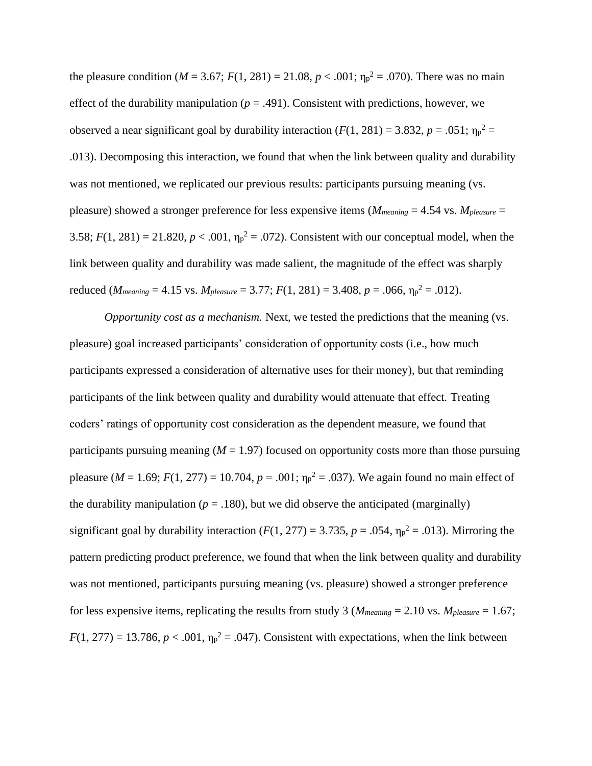the pleasure condition ($M = 3.67$; $F(1, 281) = 21.08$, $p < .001$; $\eta_p^2 = .070$). There was no main effect of the durability manipulation ($p = .491$). Consistent with predictions, however, we observed a near significant goal by durability interaction ($F(1, 281) = 3.832$, $p = .051$; $\eta_p^2 = .013$). Decomposing this interaction, we found that when the link between quality and durability was not mentioned, we replicated our previous results: participants pursuing meaning (vs. pleasure) showed a stronger preference for less expensive items ($M_{meaning} = 4.54$ vs. $M_{pleasure} = 3.58$; $F(1, 281) = 21.820$, $p < .001$, $\eta_p^2 = .072$). Consistent with our conceptual model, when the link between quality and durability was made salient, the magnitude of the effect was sharply reduced ($M_{meaning} = 4.15$ vs. $M_{pleasure} = 3.77$; $F(1, 281) = 3.408$, $p = .066$, $\eta_p^2 = .012$).

*Opportunity cost as a mechanism.* Next, we tested the predictions that the meaning (vs. pleasure) goal increased participants' consideration of opportunity costs (i.e., how much participants expressed a consideration of alternative uses for their money), but that reminding participants of the link between quality and durability would attenuate that effect. Treating coders' ratings of opportunity cost consideration as the dependent measure, we found that participants pursuing meaning ($M = 1.97$) focused on opportunity costs more than those pursuing pleasure ($M = 1.69$; $F(1, 277) = 10.704$, $p = .001$; $\eta_p^2 = .037$). We again found no main effect of the durability manipulation ($p = .180$), but we did observe the anticipated (marginally) significant goal by durability interaction ($F(1, 277) = 3.735$, $p = .054$, $\eta_p^2 = .013$). Mirroring the pattern predicting product preference, we found that when the link between quality and durability was not mentioned, participants pursuing meaning (vs. pleasure) showed a stronger preference for less expensive items, replicating the results from study 3 ($M_{meaning} = 2.10$ vs. $M_{pleasure} = 1.67$; $F(1, 277) = 13.786$, $p < .001$, $\eta_p^2 = .047$). Consistent with expectations, when the link between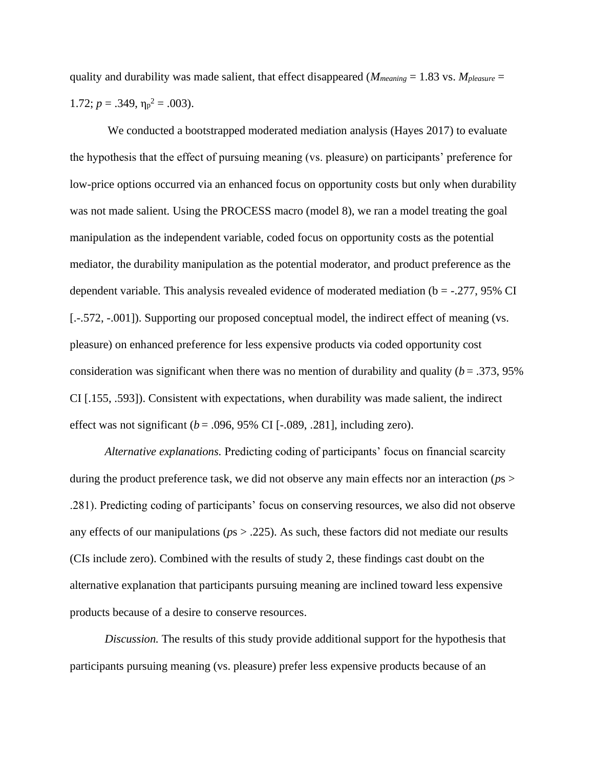quality and durability was made salient, that effect disappeared ($M_{meaning}$ = 1.83 vs. $M_{pleasure}$ = 1.72; $p$ = .349, $\eta_p^2$ = .003).

We conducted a bootstrapped moderated mediation analysis (Hayes 2017) to evaluate the hypothesis that the effect of pursuing meaning (vs. pleasure) on participants' preference for low-price options occurred via an enhanced focus on opportunity costs but only when durability was not made salient. Using the PROCESS macro (model 8), we ran a model treating the goal manipulation as the independent variable, coded focus on opportunity costs as the potential mediator, the durability manipulation as the potential moderator, and product preference as the dependent variable. This analysis revealed evidence of moderated mediation (b = -.277, 95% CI [.-.572, -.001]). Supporting our proposed conceptual model, the indirect effect of meaning (vs. pleasure) on enhanced preference for less expensive products via coded opportunity cost consideration was significant when there was no mention of durability and quality ($b$ = .373, 95% CI [.155, .593]). Consistent with expectations, when durability was made salient, the indirect effect was not significant ($b$ = .096, 95% CI [-.089, .281], including zero).

*Alternative explanations.* Predicting coding of participants' focus on financial scarcity during the product preference task, we did not observe any main effects nor an interaction ($p$s > .281). Predicting coding of participants' focus on conserving resources, we also did not observe any effects of our manipulations ($p$s > .225). As such, these factors did not mediate our results (CIs include zero). Combined with the results of study 2, these findings cast doubt on the alternative explanation that participants pursuing meaning are inclined toward less expensive products because of a desire to conserve resources.

*Discussion.* The results of this study provide additional support for the hypothesis that participants pursuing meaning (vs. pleasure) prefer less expensive products because of an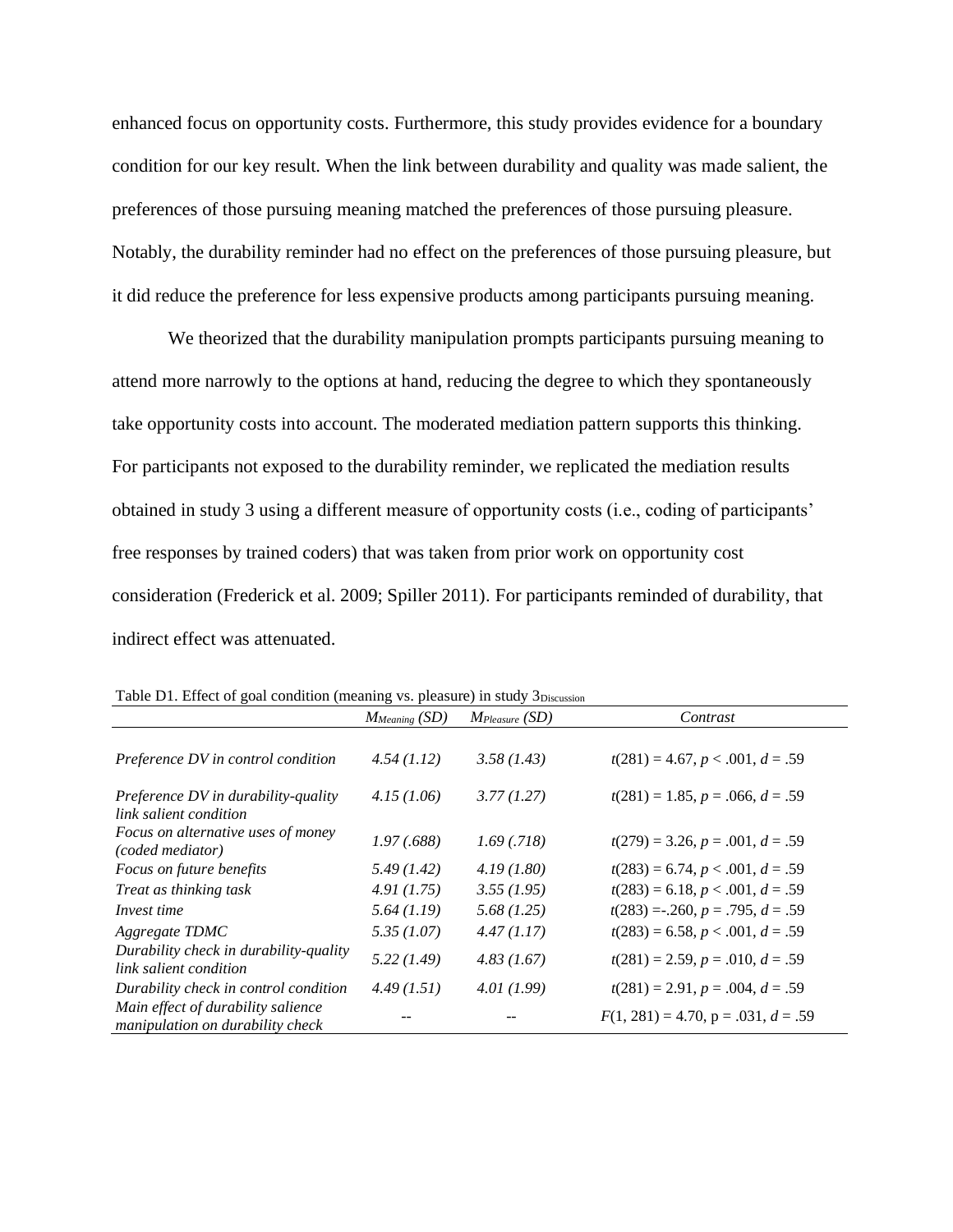enhanced focus on opportunity costs. Furthermore, this study provides evidence for a boundary condition for our key result. When the link between durability and quality was made salient, the preferences of those pursuing meaning matched the preferences of those pursuing pleasure. Notably, the durability reminder had no effect on the preferences of those pursuing pleasure, but it did reduce the preference for less expensive products among participants pursuing meaning.

We theorized that the durability manipulation prompts participants pursuing meaning to attend more narrowly to the options at hand, reducing the degree to which they spontaneously take opportunity costs into account. The moderated mediation pattern supports this thinking. For participants not exposed to the durability reminder, we replicated the mediation results obtained in study 3 using a different measure of opportunity costs (i.e., coding of participants' free responses by trained coders) that was taken from prior work on opportunity cost consideration (Frederick et al. 2009; Spiller 2011). For participants reminded of durability, that indirect effect was attenuated.

Table D1. Effect of goal condition (meaning vs. pleasure) in study $3_{Discussion}$

| | $M_{Meaning}$ *(SD)* | $M_{Pleasure}$ *(SD)* | *Contrast* |
|---|---|---|---|
| *Preference DV in control condition* | *4.54 (1.12)* | *3.58 (1.43)* | $t(281) = 4.67, p < .001, d = .59$ |
| *Preference DV in durability-quality link salient condition* | *4.15 (1.06)* | *3.77 (1.27)* | $t(281) = 1.85, p = .066, d = .59$ |
| *Focus on alternative uses of money (coded mediator)* | *1.97 (.688)* | *1.69 (.718)* | $t(279) = 3.26, p = .001, d = .59$ |
| *Focus on future benefits* | *5.49 (1.42)* | *4.19 (1.80)* | $t(283) = 6.74, p < .001, d = .59$ |
| *Treat as thinking task* | *4.91 (1.75)* | *3.55 (1.95)* | $t(283) = 6.18, p < .001, d = .59$ |
| *Invest time* | *5.64 (1.19)* | *5.68 (1.25)* | $t(283) = -.260, p = .795, d = .59$ |
| *Aggregate TDMC* | *5.35 (1.07)* | *4.47 (1.17)* | $t(283) = 6.58, p < .001, d = .59$ |
| *Durability check in durability-quality link salient condition* | *5.22 (1.49)* | *4.83 (1.67)* | $t(281) = 2.59, p = .010, d = .59$ |
| *Durability check in control condition* | *4.49 (1.51)* | *4.01 (1.99)* | $t(281) = 2.91, p = .004, d = .59$ |
| *Main effect of durability salience manipulation on durability check* | -- | -- | $F(1, 281) = 4.70, p = .031, d = .59$ |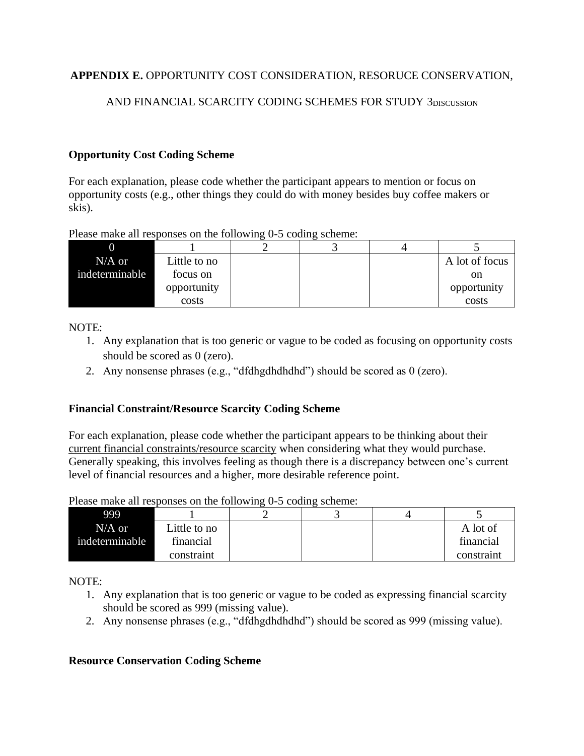**APPENDIX E.** OPPORTUNITY COST CONSIDERATION, RESORUCE CONSERVATION, AND FINANCIAL SCARCITY CODING SCHEMES FOR STUDY 3DISCUSSION

### Opportunity Cost Coding Scheme

For each explanation, please code whether the participant appears to mention or focus on opportunity costs (e.g., other things they could do with money besides buy coffee makers or skis).

Please make all responses on the following 0-5 coding scheme:

| 0 | 1 | 2 | 3 | 4 | 5 |
|---|---|---|---|---|---|
| N/A or indeterminable | Little to no focus on opportunity costs | | | | A lot of focus on opportunity costs |

NOTE:

1. Any explanation that is too generic or vague to be coded as focusing on opportunity costs should be scored as 0 (zero).
2. Any nonsense phrases (e.g., "dfdhgdhdhdhd") should be scored as 0 (zero).

### Financial Constraint/Resource Scarcity Coding Scheme

For each explanation, please code whether the participant appears to be thinking about their current financial constraints/resource scarcity when considering what they would purchase. Generally speaking, this involves feeling as though there is a discrepancy between one's current level of financial resources and a higher, more desirable reference point.

Please make all responses on the following 0-5 coding scheme:

| 999 | 1 | 2 | 3 | 4 | 5 |
|---|---|---|---|---|---|
| N/A or indeterminable | Little to no financial constraint | | | | A lot of financial constraint |

NOTE:

1. Any explanation that is too generic or vague to be coded as expressing financial scarcity should be scored as 999 (missing value).
2. Any nonsense phrases (e.g., "dfdhgdhdhdhd") should be scored as 999 (missing value).

### Resource Conservation Coding Scheme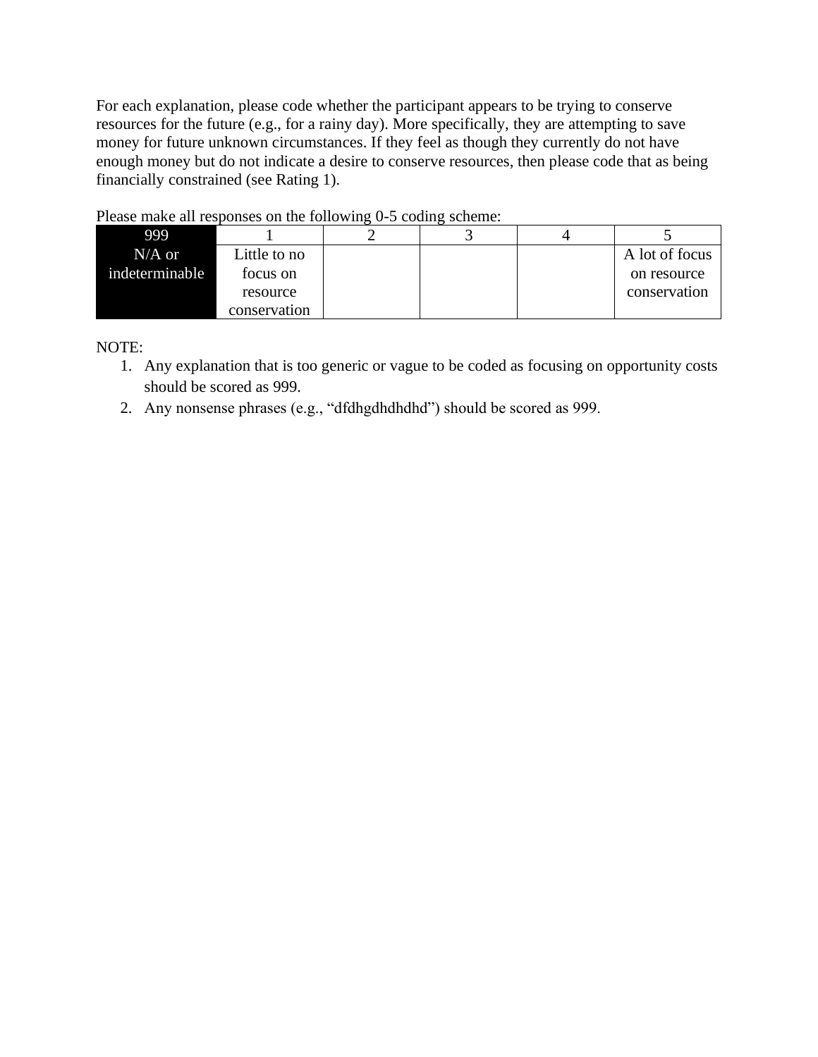For each explanation, please code whether the participant appears to be trying to conserve resources for the future (e.g., for a rainy day). More specifically, they are attempting to save money for future unknown circumstances. If they feel as though they currently do not have enough money but do not indicate a desire to conserve resources, then please code that as being financially constrained (see Rating 1).

Please make all responses on the following 0-5 coding scheme:

| 999 | 1 | 2 | 3 | 4 | 5 |
|---|---|---|---|---|---|
| N/A or indeterminable | Little to no focus on resource conservation | | | | A lot of focus on resource conservation |

NOTE:

1. Any explanation that is too generic or vague to be coded as focusing on opportunity costs should be scored as 999.
2. Any nonsense phrases (e.g., "dfdhgdhdhdhd") should be scored as 999.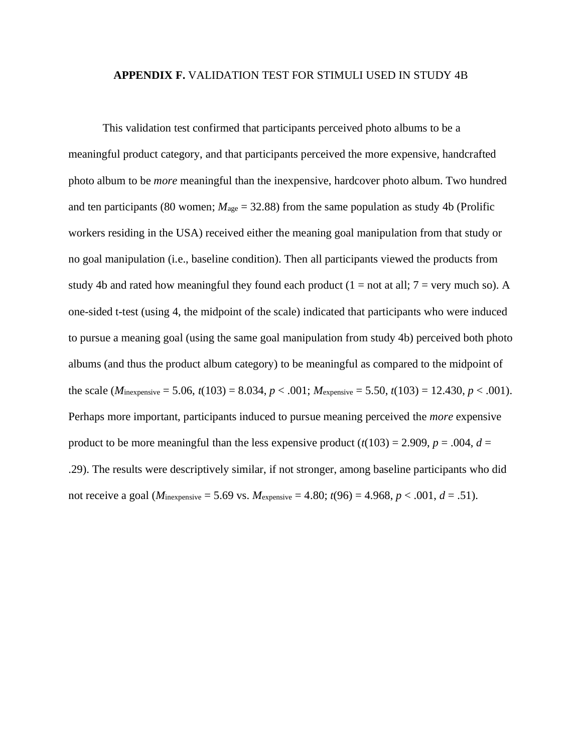## **APPENDIX F.** VALIDATION TEST FOR STIMULI USED IN STUDY 4B

This validation test confirmed that participants perceived photo albums to be a meaningful product category, and that participants perceived the more expensive, handcrafted photo album to be *more* meaningful than the inexpensive, hardcover photo album. Two hundred and ten participants (80 women; $M_{age}$ = 32.88) from the same population as study 4b (Prolific workers residing in the USA) received either the meaning goal manipulation from that study or no goal manipulation (i.e., baseline condition). Then all participants viewed the products from study 4b and rated how meaningful they found each product (1 = not at all; 7 = very much so). A one-sided t-test (using 4, the midpoint of the scale) indicated that participants who were induced to pursue a meaning goal (using the same goal manipulation from study 4b) perceived both photo albums (and thus the product album category) to be meaningful as compared to the midpoint of the scale ($M_{inexpensive}$ = 5.06, $t(103) = 8.034$, $p < .001$; $M_{expensive}$ = 5.50, $t(103) = 12.430$, $p < .001$). Perhaps more important, participants induced to pursue meaning perceived the *more* expensive product to be more meaningful than the less expensive product ($t(103) = 2.909$, $p = .004$, $d$ = .29). The results were descriptively similar, if not stronger, among baseline participants who did not receive a goal ($M_{inexpensive}$ = 5.69 vs. $M_{expensive}$ = 4.80; $t(96) = 4.968$, $p < .001$, $d$ = .51).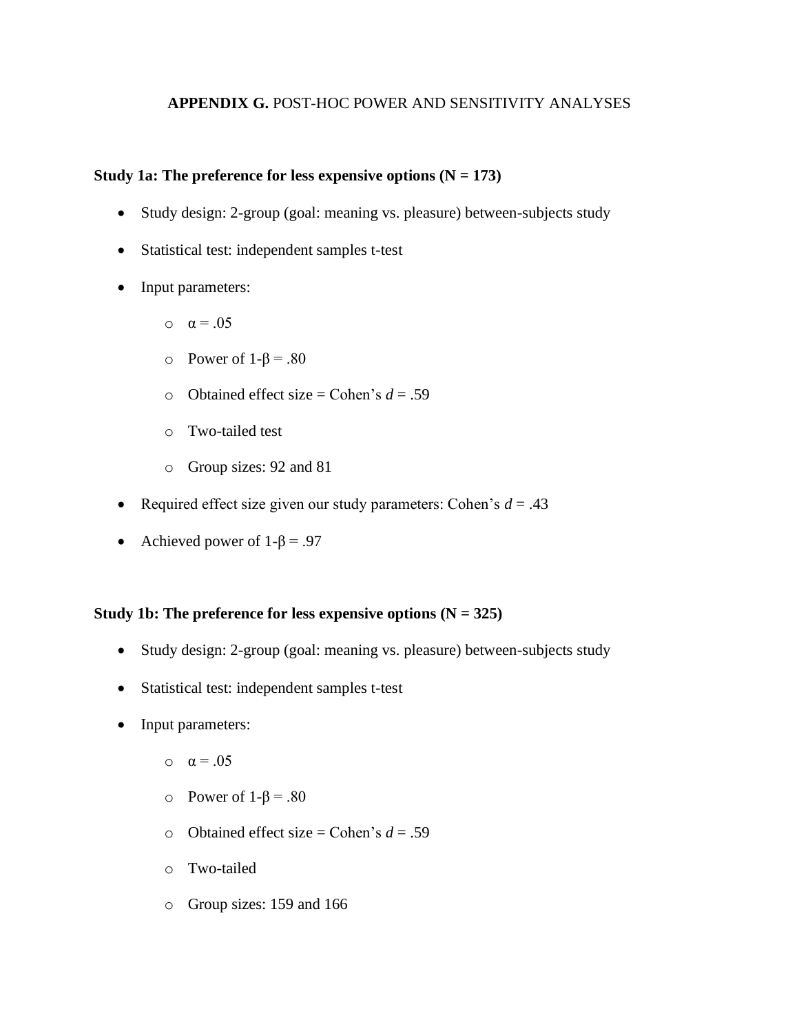## **APPENDIX G.** POST-HOC POWER AND SENSITIVITY ANALYSES

**Study 1a: The preference for less expensive options (N = 173)**

- Study design: 2-group (goal: meaning vs. pleasure) between-subjects study
- Statistical test: independent samples t-test
- Input parameters:
  - $\alpha = .05$
  - Power of $1\text{-}\beta = .80$
  - Obtained effect size = Cohen's $d = .59$
  - Two-tailed test
  - Group sizes: 92 and 81
- Required effect size given our study parameters: Cohen's $d = .43$
- Achieved power of $1\text{-}\beta = .97$

**Study 1b: The preference for less expensive options (N = 325)**

- Study design: 2-group (goal: meaning vs. pleasure) between-subjects study
- Statistical test: independent samples t-test
- Input parameters:
  - $\alpha = .05$
  - Power of $1\text{-}\beta = .80$
  - Obtained effect size = Cohen's $d = .59$
  - Two-tailed
  - Group sizes: 159 and 166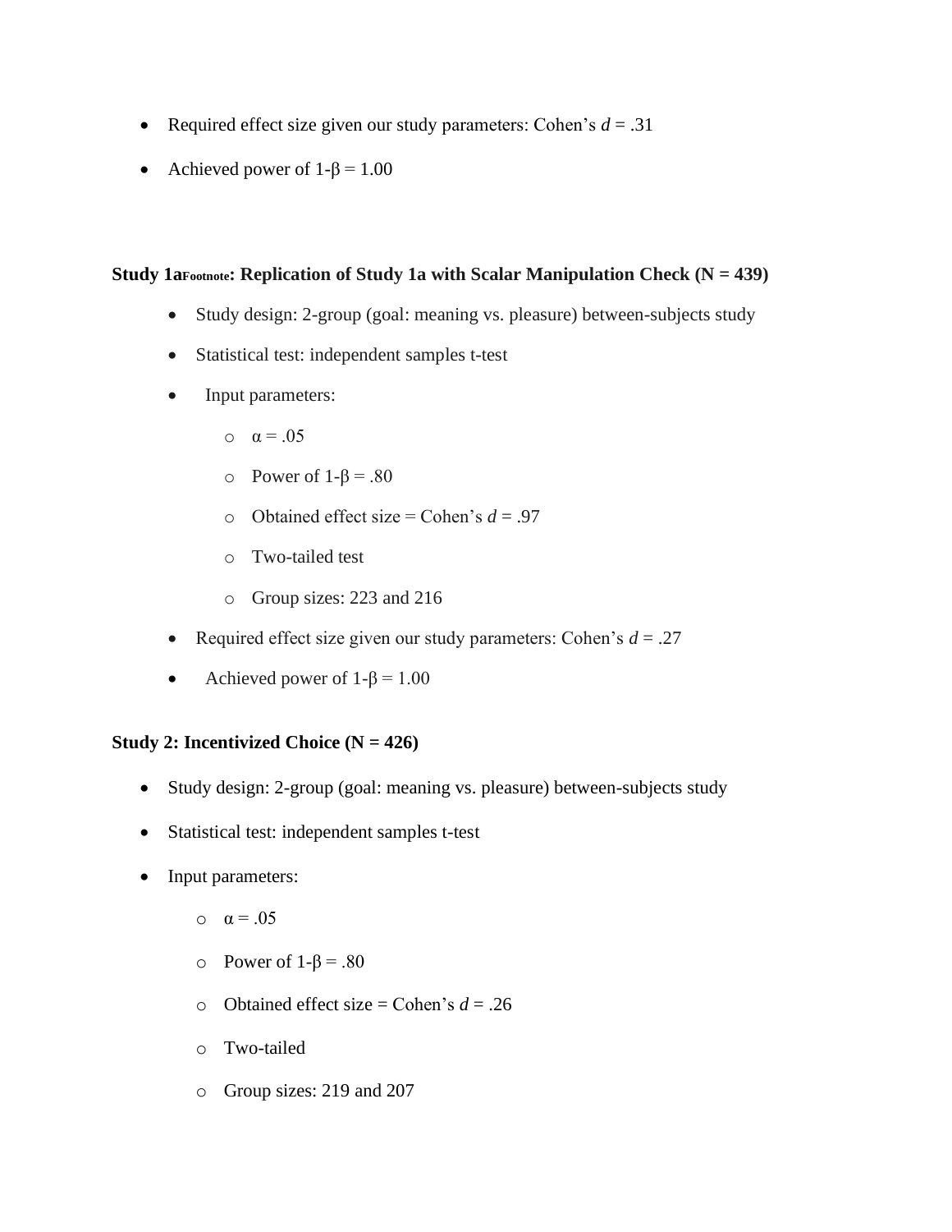- Required effect size given our study parameters: Cohen's *d* = .31
- Achieved power of 1-β = 1.00

**Study 1a[Footnote]: Replication of Study 1a with Scalar Manipulation Check (N = 439)**

- Study design: 2-group (goal: meaning vs. pleasure) between-subjects study
- Statistical test: independent samples t-test
- Input parameters:
  - α = .05
  - Power of 1-β = .80
  - Obtained effect size = Cohen's *d* = .97
  - Two-tailed test
  - Group sizes: 223 and 216
- Required effect size given our study parameters: Cohen's *d* = .27
- Achieved power of 1-β = 1.00

**Study 2: Incentivized Choice (N = 426)**

- Study design: 2-group (goal: meaning vs. pleasure) between-subjects study
- Statistical test: independent samples t-test
- Input parameters:
  - α = .05
  - Power of 1-β = .80
  - Obtained effect size = Cohen's *d* = .26
  - Two-tailed
  - Group sizes: 219 and 207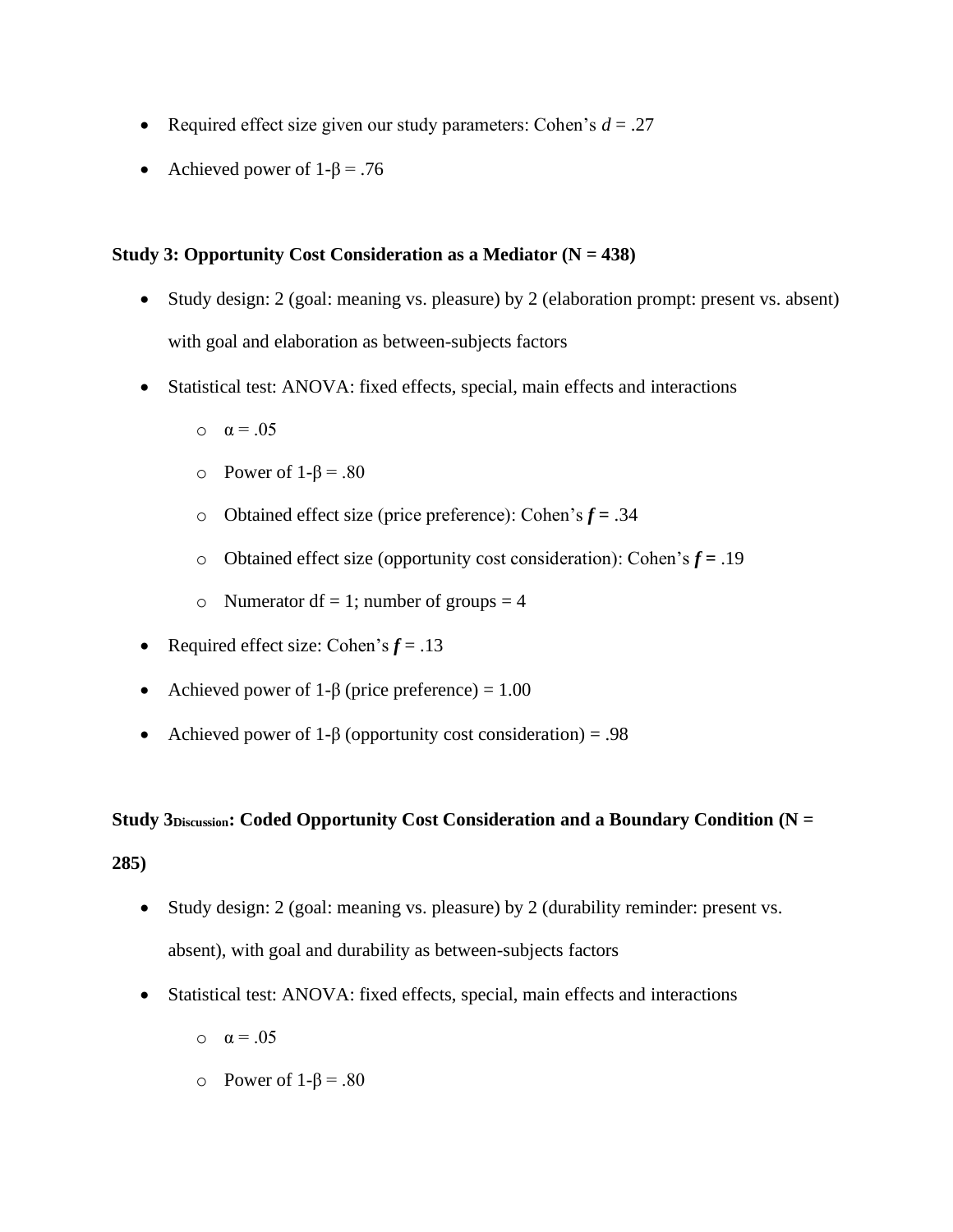- Required effect size given our study parameters: Cohen's $d$ = .27
- Achieved power of 1-β = .76

**Study 3: Opportunity Cost Consideration as a Mediator (N = 438)**

- Study design: 2 (goal: meaning vs. pleasure) by 2 (elaboration prompt: present vs. absent) with goal and elaboration as between-subjects factors
- Statistical test: ANOVA: fixed effects, special, main effects and interactions
  - α = .05
  - Power of 1-β = .80
  - Obtained effect size (price preference): Cohen's $f$ = .34
  - Obtained effect size (opportunity cost consideration): Cohen's $f$ = .19
  - Numerator df = 1; number of groups = 4
- Required effect size: Cohen's $f$ = .13
- Achieved power of 1-β (price preference) = 1.00
- Achieved power of 1-β (opportunity cost consideration) = .98

**Study 3$_{Discussion}$: Coded Opportunity Cost Consideration and a Boundary Condition (N = 285)**

- Study design: 2 (goal: meaning vs. pleasure) by 2 (durability reminder: present vs. absent), with goal and durability as between-subjects factors
- Statistical test: ANOVA: fixed effects, special, main effects and interactions
  - α = .05
  - Power of 1-β = .80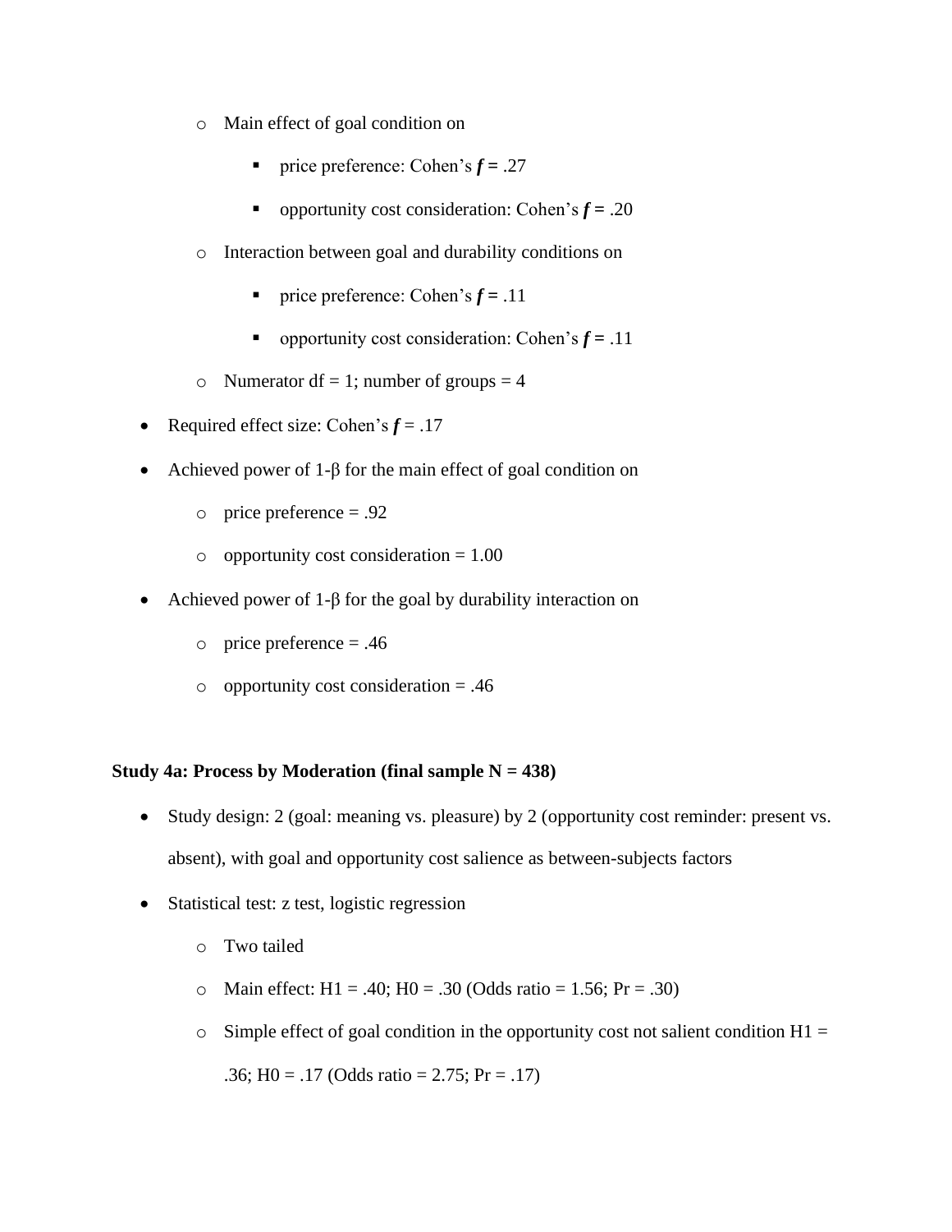- Main effect of goal condition on
    - price preference: Cohen's ***f*** **=** .27
    - opportunity cost consideration: Cohen's ***f*** **=** .20
- Interaction between goal and durability conditions on
    - price preference: Cohen's ***f*** **=** .11
    - opportunity cost consideration: Cohen's ***f*** **=** .11
- Numerator df = 1; number of groups = 4

- Required effect size: Cohen's ***f*** = .17
- Achieved power of 1-β for the main effect of goal condition on
    - price preference = .92
    - opportunity cost consideration = 1.00
- Achieved power of 1-β for the goal by durability interaction on
    - price preference = .46
    - opportunity cost consideration = .46

**Study 4a: Process by Moderation (final sample N = 438)**

- Study design: 2 (goal: meaning vs. pleasure) by 2 (opportunity cost reminder: present vs. absent), with goal and opportunity cost salience as between-subjects factors
- Statistical test: z test, logistic regression
    - Two tailed
    - Main effect: H1 = .40; H0 = .30 (Odds ratio = 1.56; Pr = .30)
    - Simple effect of goal condition in the opportunity cost not salient condition H1 = .36; H0 = .17 (Odds ratio = 2.75; Pr = .17)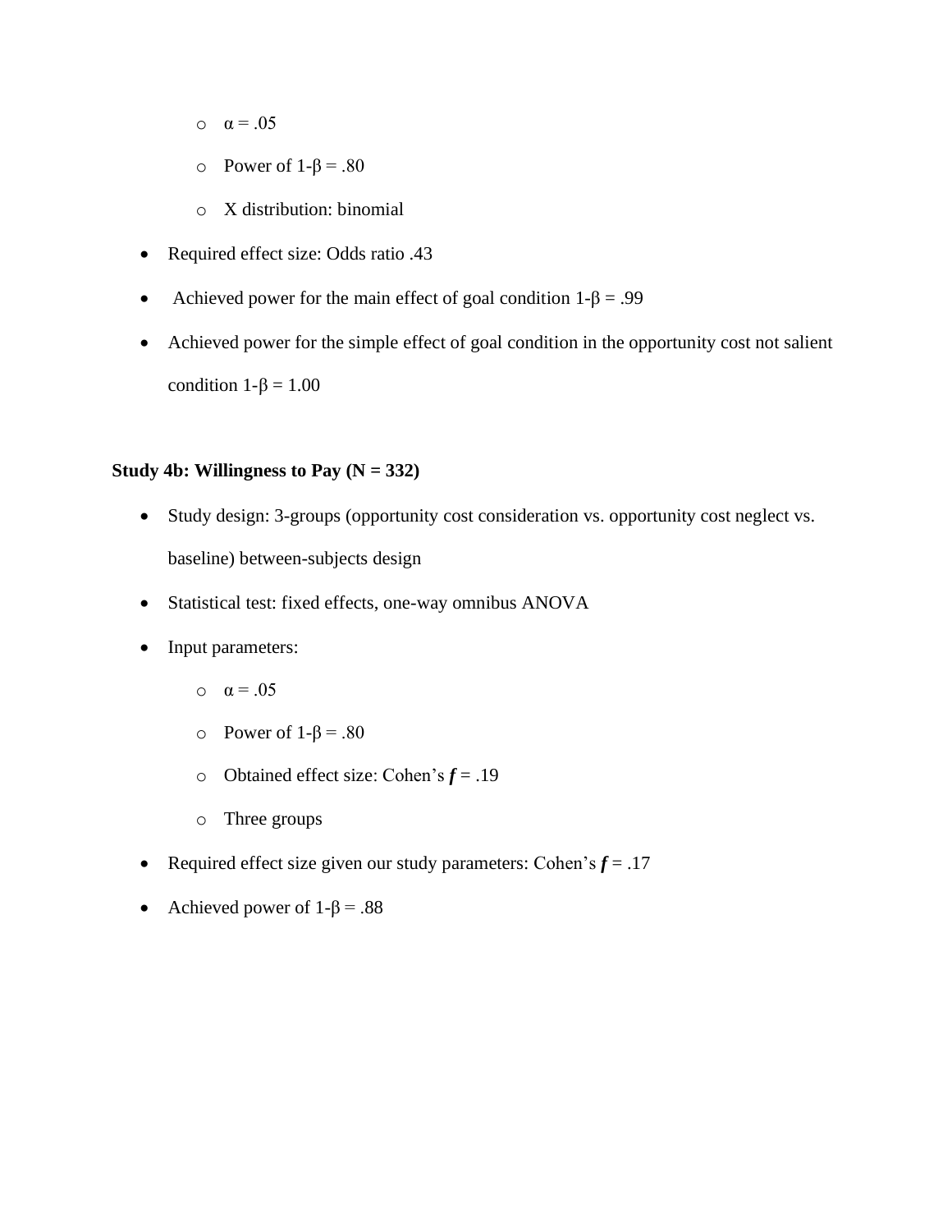- $\alpha = .05$
  - Power of $1\text{-}\beta = .80$
  - X distribution: binomial
- Required effect size: Odds ratio .43
- Achieved power for the main effect of goal condition $1\text{-}\beta = .99$
- Achieved power for the simple effect of goal condition in the opportunity cost not salient condition $1\text{-}\beta = 1.00$

**Study 4b: Willingness to Pay (N = 332)**

- Study design: 3-groups (opportunity cost consideration vs. opportunity cost neglect vs. baseline) between-subjects design
- Statistical test: fixed effects, one-way omnibus ANOVA
- Input parameters:
  - $\alpha = .05$
  - Power of $1\text{-}\beta = .80$
  - Obtained effect size: Cohen's $f = .19$
  - Three groups
- Required effect size given our study parameters: Cohen's $f = .17$
- Achieved power of $1\text{-}\beta = .88$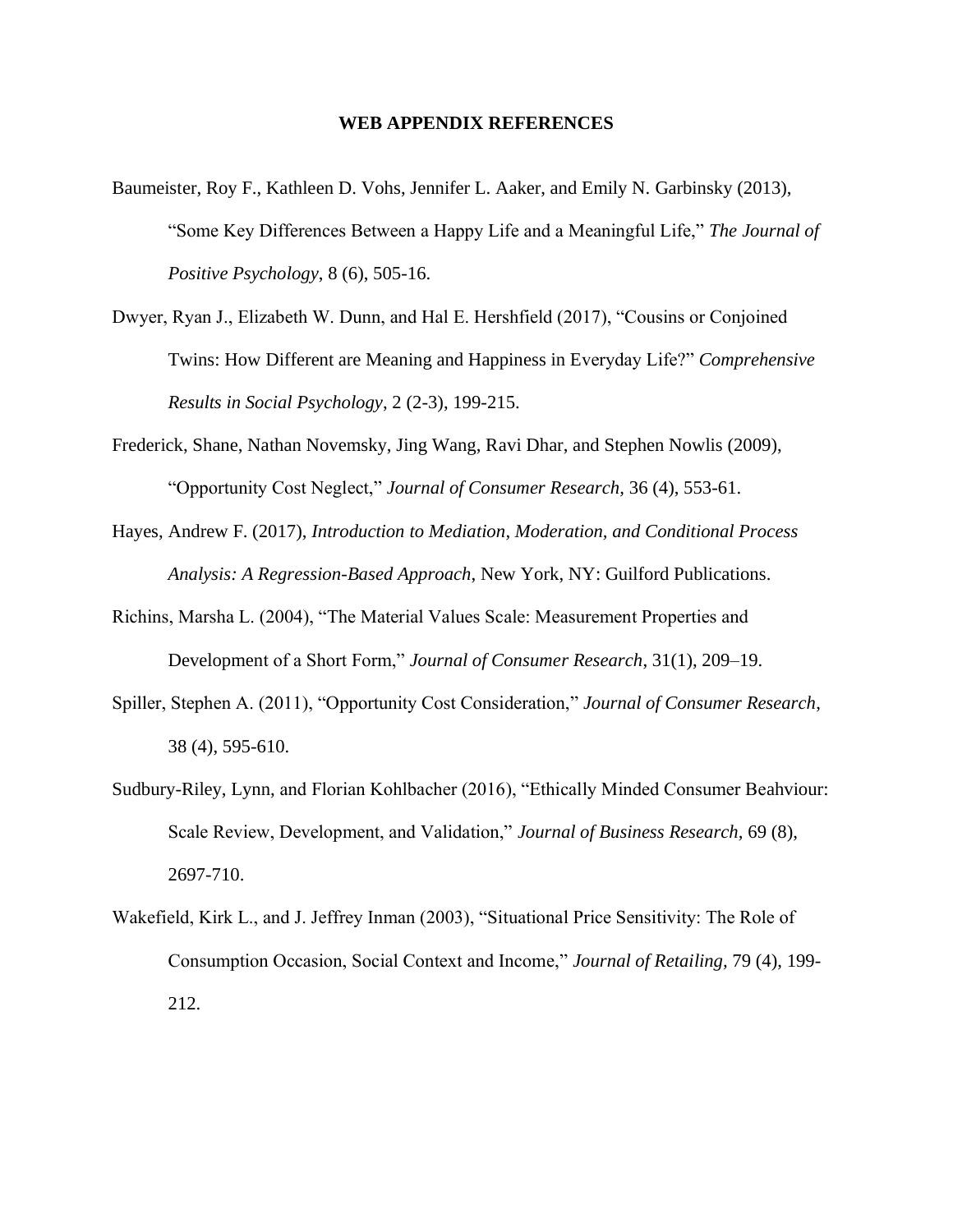**WEB APPENDIX REFERENCES**

Baumeister, Roy F., Kathleen D. Vohs, Jennifer L. Aaker, and Emily N. Garbinsky (2013), "Some Key Differences Between a Happy Life and a Meaningful Life," *The Journal of Positive Psychology*, 8 (6), 505-16.

Dwyer, Ryan J., Elizabeth W. Dunn, and Hal E. Hershfield (2017), "Cousins or Conjoined Twins: How Different are Meaning and Happiness in Everyday Life?" *Comprehensive Results in Social Psychology*, 2 (2-3), 199-215.

Frederick, Shane, Nathan Novemsky, Jing Wang, Ravi Dhar, and Stephen Nowlis (2009), "Opportunity Cost Neglect," *Journal of Consumer Research*, 36 (4), 553-61.

Hayes, Andrew F. (2017), *Introduction to Mediation, Moderation, and Conditional Process Analysis: A Regression-Based Approach*, New York, NY: Guilford Publications.

Richins, Marsha L. (2004), "The Material Values Scale: Measurement Properties and Development of a Short Form," *Journal of Consumer Research*, 31(1), 209–19.

Spiller, Stephen A. (2011), "Opportunity Cost Consideration," *Journal of Consumer Research*, 38 (4), 595-610.

Sudbury-Riley, Lynn, and Florian Kohlbacher (2016), "Ethically Minded Consumer Beahviour: Scale Review, Development, and Validation," *Journal of Business Research*, 69 (8), 2697-710.

Wakefield, Kirk L., and J. Jeffrey Inman (2003), "Situational Price Sensitivity: The Role of Consumption Occasion, Social Context and Income," *Journal of Retailing*, 79 (4), 199-212.